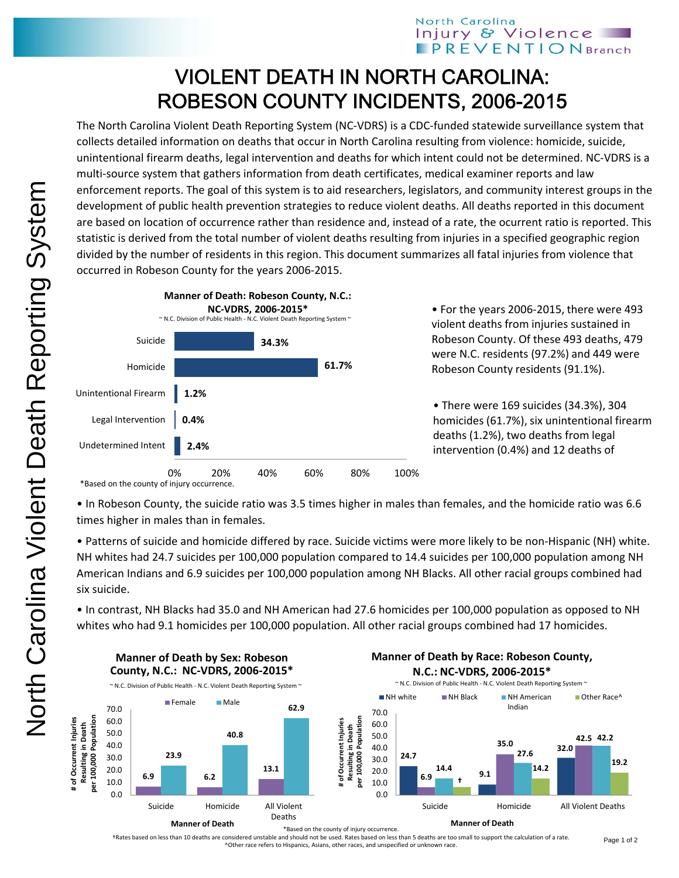# VIOLENT DEATH IN NORTH CAROLINA: ROBESON COUNTY INCIDENTS, 2006-2015

The North Carolina Violent Death Reporting System (NC-VDRS) is a CDC-funded statewide surveillance system that collects detailed information on deaths that occur in North Carolina resulting from violence: homicide, suicide, unintentional firearm deaths, legal intervention and deaths for which intent could not be determined. NC-VDRS is a multi-source system that gathers information from death certificates, medical examiner reports and law enforcement reports. The goal of this system is to aid researchers, legislators, and community interest groups in the development of public health prevention strategies to reduce violent deaths. All deaths reported in this document are based on location of occurrence rather than residence and, instead of a rate, the ocurrent ratio is reported. This statistic is derived from the total number of violent deaths resulting from injuries in a specified geographic region divided by the number of residents in this region. This document summarizes all fatal injuries from violence that occurred in Robeson County for the years 2006-2015.

**Manner of Death: Robeson County, N.C.: NC-VDRS, 2006-2015***

~ N.C. Division of Public Health - N.C. Violent Death Reporting System ~

| Manner of Death | Percent |
|---|---|
| Suicide | 34.3% |
| Homicide | 61.7% |
| Unintentional Firearm | 1.2% |
| Legal Intervention | 0.4% |
| Undetermined Intent | 2.4% |

*Based on the county of injury occurrence.

- For the years 2006-2015, there were 493 violent deaths from injuries sustained in Robeson County. Of these 493 deaths, 479 were N.C. residents (97.2%) and 449 were Robeson County residents (91.1%).

- There were 169 suicides (34.3%), 304 homicides (61.7%), six unintentional firearm deaths (1.2%), two deaths from legal intervention (0.4%) and 12 deaths of

- In Robeson County, the suicide ratio was 3.5 times higher in males than females, and the homicide ratio was 6.6 times higher in males than in females.

- Patterns of suicide and homicide differed by race. Suicide victims were more likely to be non-Hispanic (NH) white. NH whites had 24.7 suicides per 100,000 population compared to 14.4 suicides per 100,000 population among NH American Indians and 6.9 suicides per 100,000 population among NH Blacks. All other racial groups combined had six suicide.

- In contrast, NH Blacks had 35.0 and NH American had 27.6 homicides per 100,000 population as opposed to NH whites who had 9.1 homicides per 100,000 population. All other racial groups combined had 17 homicides.

**Manner of Death by Sex: Robeson County, N.C.: NC-VDRS, 2006-2015***

~ N.C. Division of Public Health - N.C. Violent Death Reporting System ~

# of Occurrent Injuries Resulting in Death per 100,000 Population

| Manner of Death | Female | Male |
|---|---|---|
| Suicide | 6.9 | 23.9 |
| Homicide | 6.2 | 40.8 |
| All Violent Deaths | 13.1 | 62.9 |

**Manner of Death by Race: Robeson County, N.C.: NC-VDRS, 2006-2015***

~ N.C. Division of Public Health - N.C. Violent Death Reporting System ~

# of Occurrent Injuries Resulting in Death per 100,000 Population

| Manner of Death | NH white | NH Black | NH American Indian | Other Race^ |
|---|---|---|---|---|
| Suicide | 24.7 | 6.9 | 14.4 | † |
| Homicide | 9.1 | 35.0 | 27.6 | 14.2 |
| All Violent Deaths | 32.0 | 42.5 | 42.2 | 19.2 |

*Based on the county of injury occurrence.

†Rates based on less than 10 deaths are considered unstable and should not be used. Rates based on less than 5 deaths are too small to support the calculation of a rate.

^Other race refers to Hispanics, Asians, other races, and unspecified or unknown race.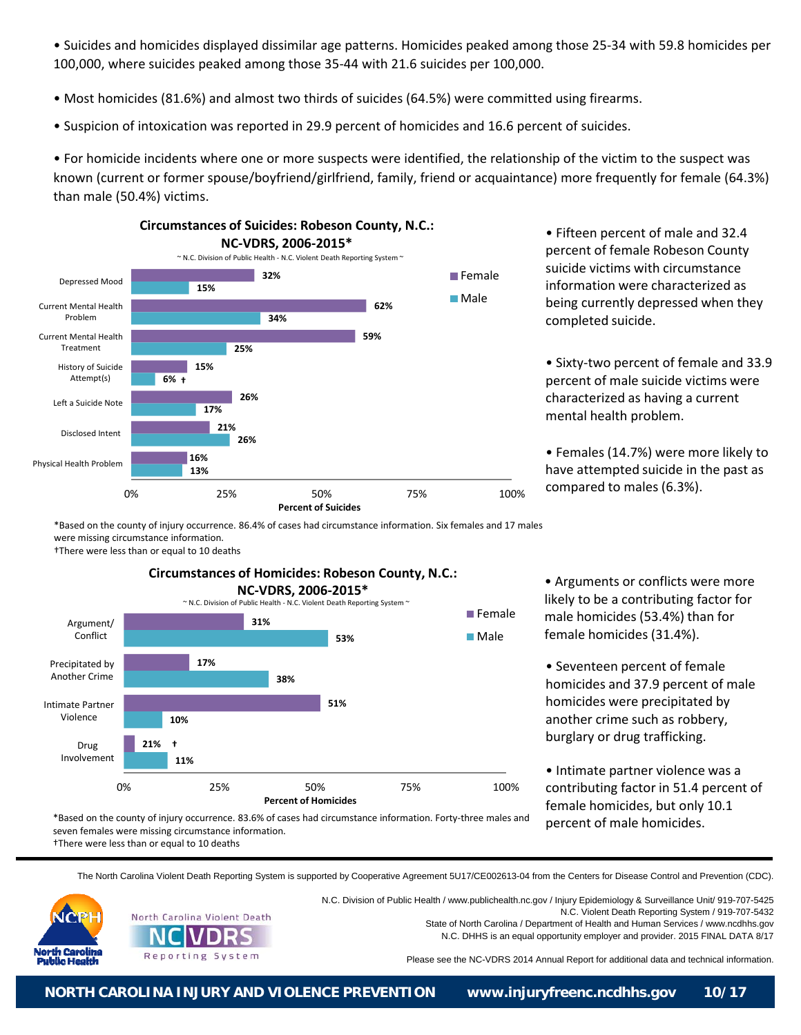• Suicides and homicides displayed dissimilar age patterns. Homicides peaked among those 25-34 with 59.8 homicides per 100,000, where suicides peaked among those 35-44 with 21.6 suicides per 100,000.

• Most homicides (81.6%) and almost two thirds of suicides (64.5%) were committed using firearms.

• Suspicion of intoxication was reported in 29.9 percent of homicides and 16.6 percent of suicides.

• For homicide incidents where one or more suspects were identified, the relationship of the victim to the suspect was known (current or former spouse/boyfriend/girlfriend, family, friend or acquaintance) more frequently for female (64.3%) than male (50.4%) victims.

**Circumstances of Suicides: Robeson County, N.C.: NC-VDRS, 2006-2015***

~ N.C. Division of Public Health - N.C. Violent Death Reporting System ~

Female
Male

Depressed Mood 32% 15%
Current Mental Health Problem 62% 34%
Current Mental Health Treatment 59% 25%
History of Suicide Attempt(s) 15% 6% †
Left a Suicide Note 26% 17%
Disclosed Intent 21% 26%
Physical Health Problem 16% 13%

0% 25% 50% 75% 100%
Percent of Suicides

*Based on the county of injury occurrence. 86.4% of cases had circumstance information. Six females and 17 males were missing circumstance information.
†There were less than or equal to 10 deaths

• Fifteen percent of male and 32.4 percent of female Robeson County suicide victims with circumstance information were characterized as being currently depressed when they completed suicide.

• Sixty-two percent of female and 33.9 percent of male suicide victims were characterized as having a current mental health problem.

• Females (14.7%) were more likely to have attempted suicide in the past as compared to males (6.3%).

**Circumstances of Homicides: Robeson County, N.C.: NC-VDRS, 2006-2015***

~ N.C. Division of Public Health - N.C. Violent Death Reporting System ~

Female
Male

Argument/ Conflict 31% 53%
Precipitated by Another Crime 17% 38%
Intimate Partner Violence 51% 10%
Drug Involvement 21% † 11%

0% 25% 50% 75% 100%
Percent of Homicides

*Based on the county of injury occurrence. 83.6% of cases had circumstance information. Forty-three males and seven females were missing circumstance information.
†There were less than or equal to 10 deaths

• Arguments or conflicts were more likely to be a contributing factor for male homicides (53.4%) than for female homicides (31.4%).

• Seventeen percent of female homicides and 37.9 percent of male homicides were precipitated by another crime such as robbery, burglary or drug trafficking.

• Intimate partner violence was a contributing factor in 51.4 percent of female homicides, but only 10.1 percent of male homicides.

The North Carolina Violent Death Reporting System is supported by Cooperative Agreement 5U17/CE002613-04 from the Centers for Disease Control and Prevention (CDC).

N.C. Division of Public Health / www.publichealth.nc.gov / Injury Epidemiology & Surveillance Unit/ 919-707-5425
N.C. Violent Death Reporting System / 919-707-5432
State of North Carolina / Department of Health and Human Services / www.ncdhhs.gov
N.C. DHHS is an equal opportunity employer and provider. 2015 FINAL DATA 8/17

Please see the NC-VDRS 2014 Annual Report for additional data and technical information.